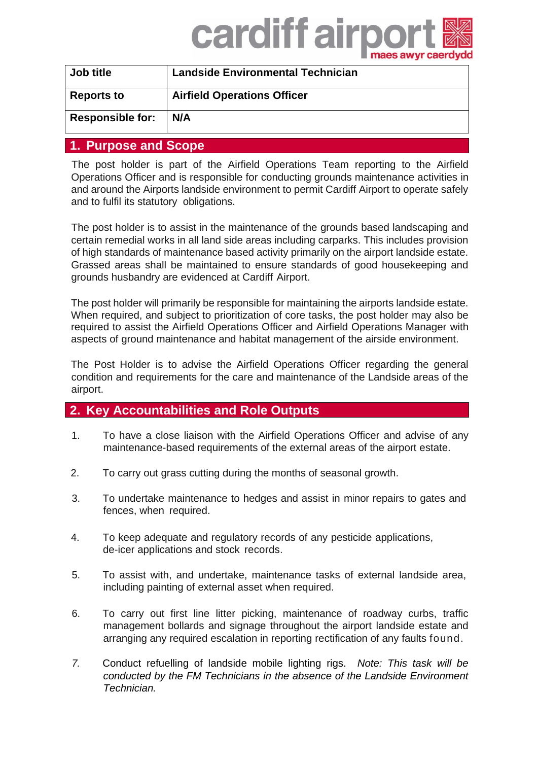| Job title | Landside Environmental Technician |
|---|---|
| Reports to | Airfield Operations Officer |
| Responsible for: | N/A |

## 1. Purpose and Scope

The post holder is part of the Airfield Operations Team reporting to the Airfield Operations Officer and is responsible for conducting grounds maintenance activities in and around the Airports landside environment to permit Cardiff Airport to operate safely and to fulfil its statutory obligations.

The post holder is to assist in the maintenance of the grounds based landscaping and certain remedial works in all land side areas including carparks. This includes provision of high standards of maintenance based activity primarily on the airport landside estate. Grassed areas shall be maintained to ensure standards of good housekeeping and grounds husbandry are evidenced at Cardiff Airport.

The post holder will primarily be responsible for maintaining the airports landside estate. When required, and subject to prioritization of core tasks, the post holder may also be required to assist the Airfield Operations Officer and Airfield Operations Manager with aspects of ground maintenance and habitat management of the airside environment.

The Post Holder is to advise the Airfield Operations Officer regarding the general condition and requirements for the care and maintenance of the Landside areas of the airport.

## 2. Key Accountabilities and Role Outputs

1. To have a close liaison with the Airfield Operations Officer and advise of any maintenance-based requirements of the external areas of the airport estate.

2. To carry out grass cutting during the months of seasonal growth.

3. To undertake maintenance to hedges and assist in minor repairs to gates and fences, when required.

4. To keep adequate and regulatory records of any pesticide applications, de-icer applications and stock records.

5. To assist with, and undertake, maintenance tasks of external landside area, including painting of external asset when required.

6. To carry out first line litter picking, maintenance of roadway curbs, traffic management bollards and signage throughout the airport landside estate and arranging any required escalation in reporting rectification of any faults found.

7. Conduct refuelling of landside mobile lighting rigs. *Note: This task will be conducted by the FM Technicians in the absence of the Landside Environment Technician.*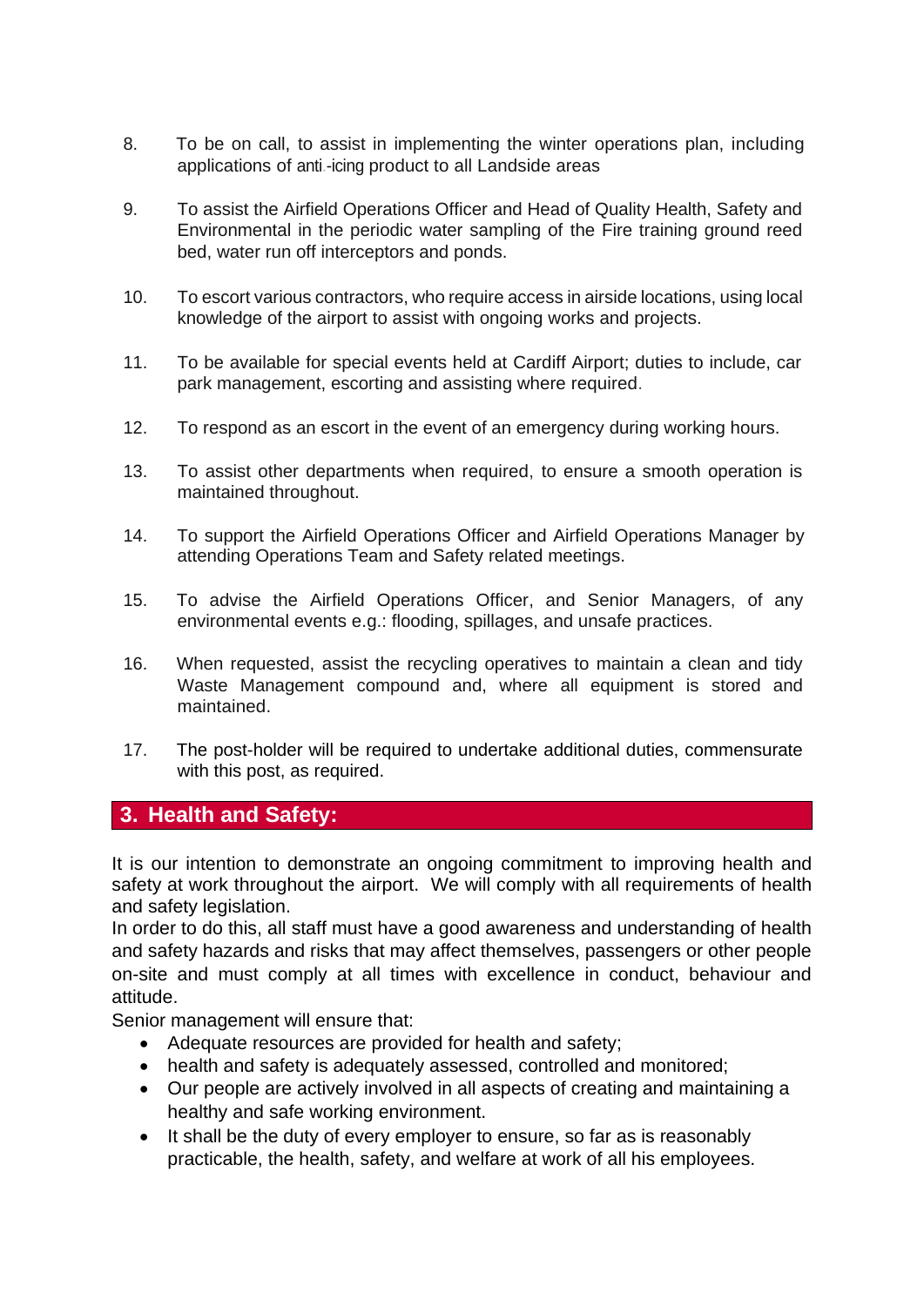8. To be on call, to assist in implementing the winter operations plan, including applications of anti -icing product to all Landside areas

9. To assist the Airfield Operations Officer and Head of Quality Health, Safety and Environmental in the periodic water sampling of the Fire training ground reed bed, water run off interceptors and ponds.

10. To escort various contractors, who require access in airside locations, using local knowledge of the airport to assist with ongoing works and projects.

11. To be available for special events held at Cardiff Airport; duties to include, car park management, escorting and assisting where required.

12. To respond as an escort in the event of an emergency during working hours.

13. To assist other departments when required, to ensure a smooth operation is maintained throughout.

14. To support the Airfield Operations Officer and Airfield Operations Manager by attending Operations Team and Safety related meetings.

15. To advise the Airfield Operations Officer, and Senior Managers, of any environmental events e.g.: flooding, spillages, and unsafe practices.

16. When requested, assist the recycling operatives to maintain a clean and tidy Waste Management compound and, where all equipment is stored and maintained.

17. The post-holder will be required to undertake additional duties, commensurate with this post, as required.

## 3. Health and Safety:

It is our intention to demonstrate an ongoing commitment to improving health and safety at work throughout the airport. We will comply with all requirements of health and safety legislation.
In order to do this, all staff must have a good awareness and understanding of health and safety hazards and risks that may affect themselves, passengers or other people on-site and must comply at all times with excellence in conduct, behaviour and attitude.
Senior management will ensure that:

- Adequate resources are provided for health and safety;
- health and safety is adequately assessed, controlled and monitored;
- Our people are actively involved in all aspects of creating and maintaining a healthy and safe working environment.
- It shall be the duty of every employer to ensure, so far as is reasonably practicable, the health, safety, and welfare at work of all his employees.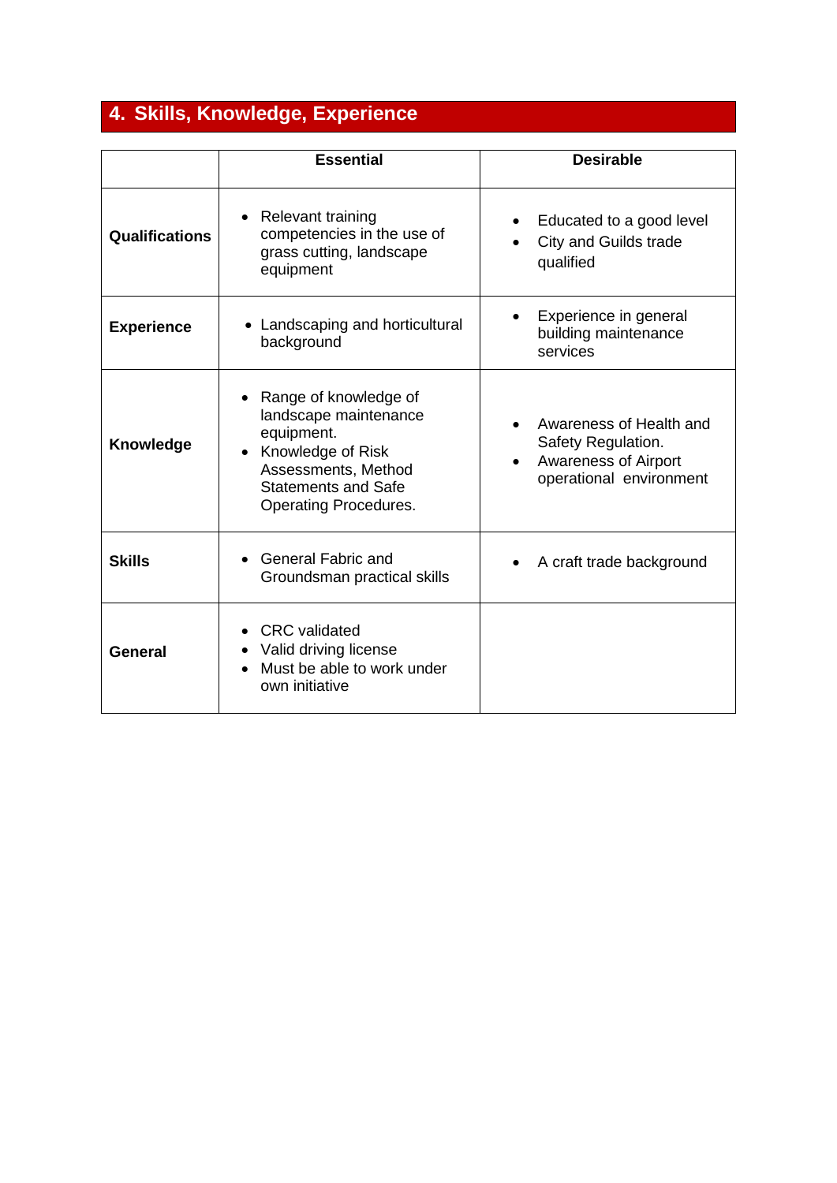## 4. Skills, Knowledge, Experience

| | Essential | Desirable |
|---|---|---|
| **Qualifications** | • Relevant training competencies in the use of grass cutting, landscape equipment | • Educated to a good level<br>• City and Guilds trade qualified |
| **Experience** | • Landscaping and horticultural background | • Experience in general building maintenance services |
| **Knowledge** | • Range of knowledge of landscape maintenance equipment.<br>• Knowledge of Risk Assessments, Method Statements and Safe Operating Procedures. | • Awareness of Health and Safety Regulation.<br>• Awareness of Airport operational environment |
| **Skills** | • General Fabric and Groundsman practical skills | • A craft trade background |
| **General** | • CRC validated<br>• Valid driving license<br>• Must be able to work under own initiative | |